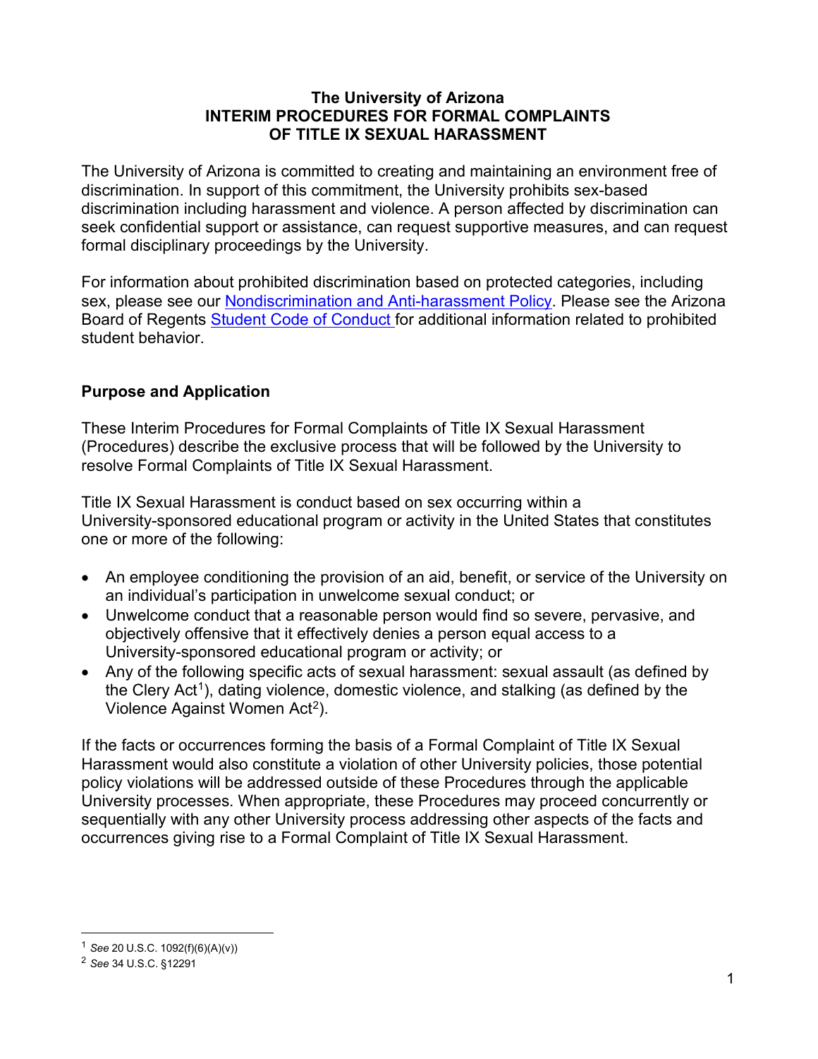# The University of Arizona
# INTERIM PROCEDURES FOR FORMAL COMPLAINTS OF TITLE IX SEXUAL HARASSMENT

The University of Arizona is committed to creating and maintaining an environment free of discrimination. In support of this commitment, the University prohibits sex-based discrimination including harassment and violence. A person affected by discrimination can seek confidential support or assistance, can request supportive measures, and can request formal disciplinary proceedings by the University.

For information about prohibited discrimination based on protected categories, including sex, please see our Nondiscrimination and Anti-harassment Policy. Please see the Arizona Board of Regents Student Code of Conduct for additional information related to prohibited student behavior.

## Purpose and Application

These Interim Procedures for Formal Complaints of Title IX Sexual Harassment (Procedures) describe the exclusive process that will be followed by the University to resolve Formal Complaints of Title IX Sexual Harassment.

Title IX Sexual Harassment is conduct based on sex occurring within a University-sponsored educational program or activity in the United States that constitutes one or more of the following:

- An employee conditioning the provision of an aid, benefit, or service of the University on an individual's participation in unwelcome sexual conduct; or
- Unwelcome conduct that a reasonable person would find so severe, pervasive, and objectively offensive that it effectively denies a person equal access to a University-sponsored educational program or activity; or
- Any of the following specific acts of sexual harassment: sexual assault (as defined by the Clery Act[1]), dating violence, domestic violence, and stalking (as defined by the Violence Against Women Act[2]).

If the facts or occurrences forming the basis of a Formal Complaint of Title IX Sexual Harassment would also constitute a violation of other University policies, those potential policy violations will be addressed outside of these Procedures through the applicable University processes. When appropriate, these Procedures may proceed concurrently or sequentially with any other University process addressing other aspects of the facts and occurrences giving rise to a Formal Complaint of Title IX Sexual Harassment.

---

[1] *See* 20 U.S.C. 1092(f)(6)(A)(v))

[2] *See* 34 U.S.C. §12291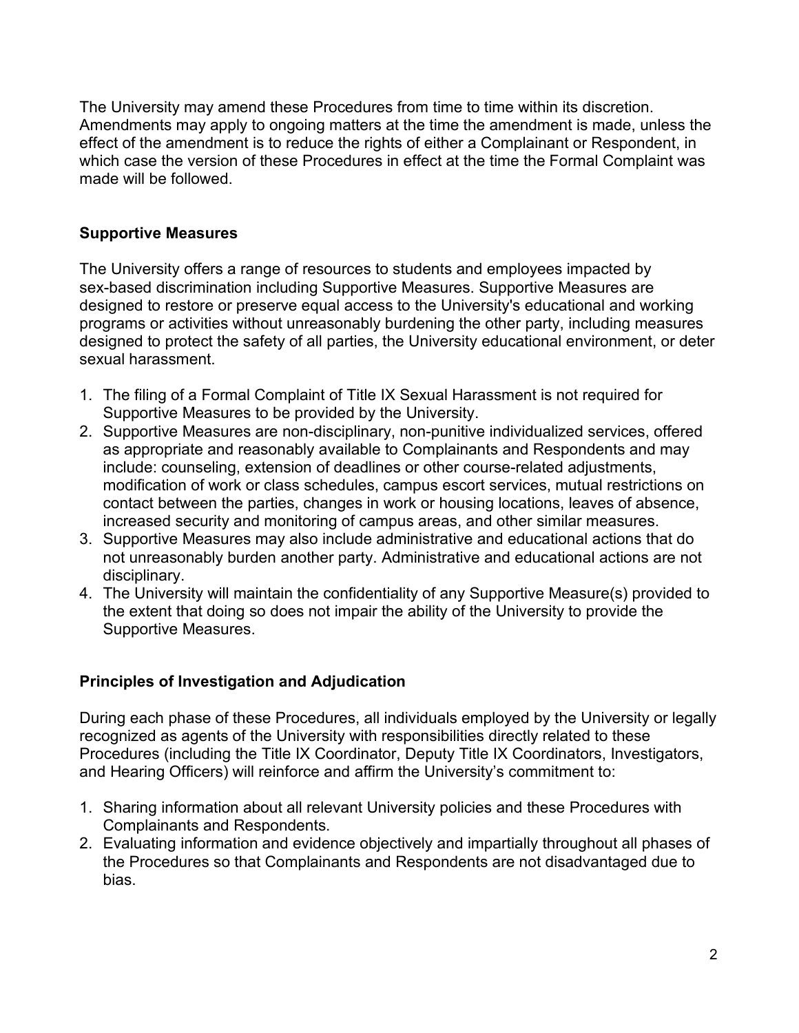The University may amend these Procedures from time to time within its discretion. Amendments may apply to ongoing matters at the time the amendment is made, unless the effect of the amendment is to reduce the rights of either a Complainant or Respondent, in which case the version of these Procedures in effect at the time the Formal Complaint was made will be followed.

## Supportive Measures

The University offers a range of resources to students and employees impacted by sex-based discrimination including Supportive Measures. Supportive Measures are designed to restore or preserve equal access to the University's educational and working programs or activities without unreasonably burdening the other party, including measures designed to protect the safety of all parties, the University educational environment, or deter sexual harassment.

1. The filing of a Formal Complaint of Title IX Sexual Harassment is not required for Supportive Measures to be provided by the University.
2. Supportive Measures are non-disciplinary, non-punitive individualized services, offered as appropriate and reasonably available to Complainants and Respondents and may include: counseling, extension of deadlines or other course-related adjustments, modification of work or class schedules, campus escort services, mutual restrictions on contact between the parties, changes in work or housing locations, leaves of absence, increased security and monitoring of campus areas, and other similar measures.
3. Supportive Measures may also include administrative and educational actions that do not unreasonably burden another party. Administrative and educational actions are not disciplinary.
4. The University will maintain the confidentiality of any Supportive Measure(s) provided to the extent that doing so does not impair the ability of the University to provide the Supportive Measures.

## Principles of Investigation and Adjudication

During each phase of these Procedures, all individuals employed by the University or legally recognized as agents of the University with responsibilities directly related to these Procedures (including the Title IX Coordinator, Deputy Title IX Coordinators, Investigators, and Hearing Officers) will reinforce and affirm the University's commitment to:

1. Sharing information about all relevant University policies and these Procedures with Complainants and Respondents.
2. Evaluating information and evidence objectively and impartially throughout all phases of the Procedures so that Complainants and Respondents are not disadvantaged due to bias.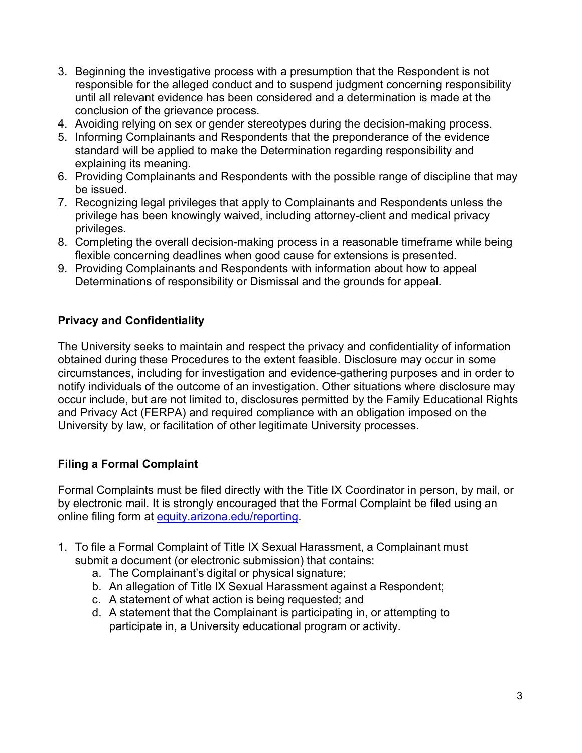3. Beginning the investigative process with a presumption that the Respondent is not responsible for the alleged conduct and to suspend judgment concerning responsibility until all relevant evidence has been considered and a determination is made at the conclusion of the grievance process.
4. Avoiding relying on sex or gender stereotypes during the decision-making process.
5. Informing Complainants and Respondents that the preponderance of the evidence standard will be applied to make the Determination regarding responsibility and explaining its meaning.
6. Providing Complainants and Respondents with the possible range of discipline that may be issued.
7. Recognizing legal privileges that apply to Complainants and Respondents unless the privilege has been knowingly waived, including attorney-client and medical privacy privileges.
8. Completing the overall decision-making process in a reasonable timeframe while being flexible concerning deadlines when good cause for extensions is presented.
9. Providing Complainants and Respondents with information about how to appeal Determinations of responsibility or Dismissal and the grounds for appeal.

**Privacy and Confidentiality**

The University seeks to maintain and respect the privacy and confidentiality of information obtained during these Procedures to the extent feasible. Disclosure may occur in some circumstances, including for investigation and evidence-gathering purposes and in order to notify individuals of the outcome of an investigation. Other situations where disclosure may occur include, but are not limited to, disclosures permitted by the Family Educational Rights and Privacy Act (FERPA) and required compliance with an obligation imposed on the University by law, or facilitation of other legitimate University processes.

**Filing a Formal Complaint**

Formal Complaints must be filed directly with the Title IX Coordinator in person, by mail, or by electronic mail. It is strongly encouraged that the Formal Complaint be filed using an online filing form at [equity.arizona.edu/reporting](equity.arizona.edu/reporting).

1. To file a Formal Complaint of Title IX Sexual Harassment, a Complainant must submit a document (or electronic submission) that contains:
    a. The Complainant's digital or physical signature;
    b. An allegation of Title IX Sexual Harassment against a Respondent;
    c. A statement of what action is being requested; and
    d. A statement that the Complainant is participating in, or attempting to participate in, a University educational program or activity.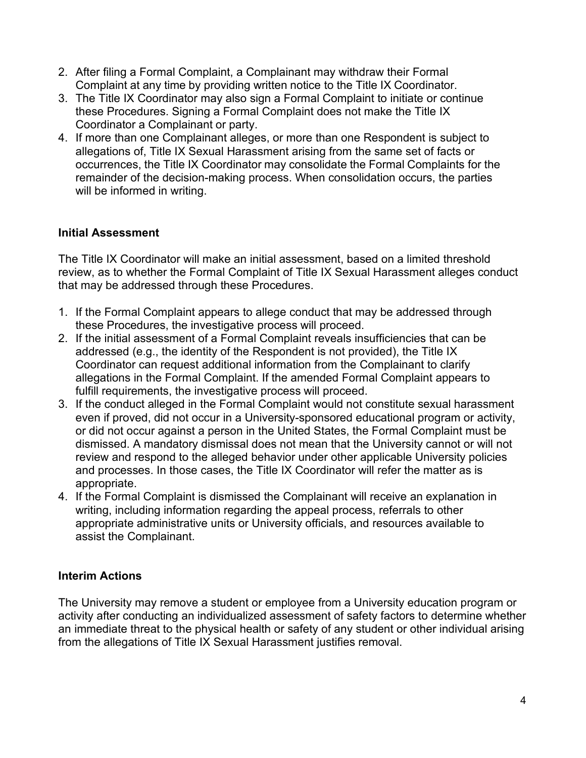2. After filing a Formal Complaint, a Complainant may withdraw their Formal Complaint at any time by providing written notice to the Title IX Coordinator.
3. The Title IX Coordinator may also sign a Formal Complaint to initiate or continue these Procedures. Signing a Formal Complaint does not make the Title IX Coordinator a Complainant or party.
4. If more than one Complainant alleges, or more than one Respondent is subject to allegations of, Title IX Sexual Harassment arising from the same set of facts or occurrences, the Title IX Coordinator may consolidate the Formal Complaints for the remainder of the decision-making process. When consolidation occurs, the parties will be informed in writing.

**Initial Assessment**

The Title IX Coordinator will make an initial assessment, based on a limited threshold review, as to whether the Formal Complaint of Title IX Sexual Harassment alleges conduct that may be addressed through these Procedures.

1. If the Formal Complaint appears to allege conduct that may be addressed through these Procedures, the investigative process will proceed.
2. If the initial assessment of a Formal Complaint reveals insufficiencies that can be addressed (e.g., the identity of the Respondent is not provided), the Title IX Coordinator can request additional information from the Complainant to clarify allegations in the Formal Complaint. If the amended Formal Complaint appears to fulfill requirements, the investigative process will proceed.
3. If the conduct alleged in the Formal Complaint would not constitute sexual harassment even if proved, did not occur in a University-sponsored educational program or activity, or did not occur against a person in the United States, the Formal Complaint must be dismissed. A mandatory dismissal does not mean that the University cannot or will not review and respond to the alleged behavior under other applicable University policies and processes. In those cases, the Title IX Coordinator will refer the matter as is appropriate.
4. If the Formal Complaint is dismissed the Complainant will receive an explanation in writing, including information regarding the appeal process, referrals to other appropriate administrative units or University officials, and resources available to assist the Complainant.

**Interim Actions**

The University may remove a student or employee from a University education program or activity after conducting an individualized assessment of safety factors to determine whether an immediate threat to the physical health or safety of any student or other individual arising from the allegations of Title IX Sexual Harassment justifies removal.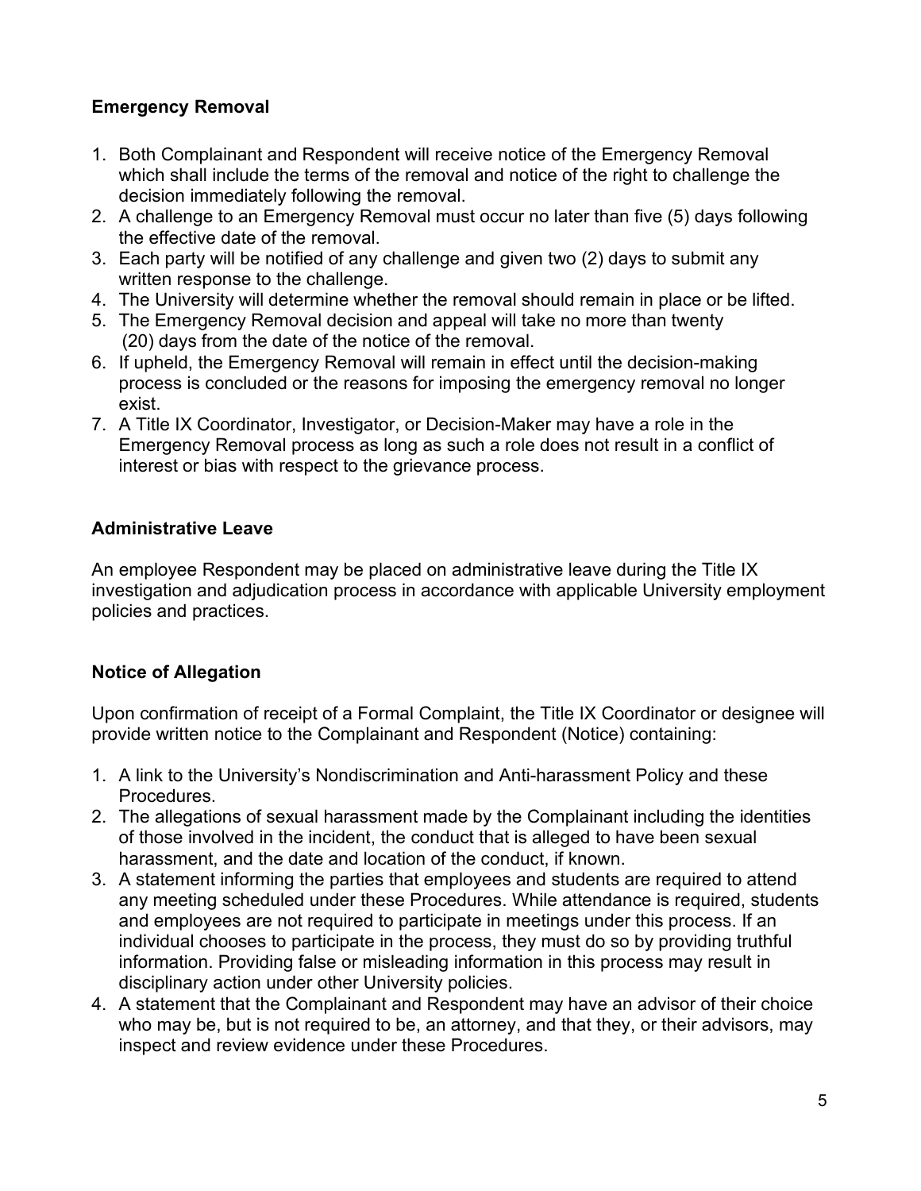## Emergency Removal

1. Both Complainant and Respondent will receive notice of the Emergency Removal which shall include the terms of the removal and notice of the right to challenge the decision immediately following the removal.
2. A challenge to an Emergency Removal must occur no later than five (5) days following the effective date of the removal.
3. Each party will be notified of any challenge and given two (2) days to submit any written response to the challenge.
4. The University will determine whether the removal should remain in place or be lifted.
5. The Emergency Removal decision and appeal will take no more than twenty (20) days from the date of the notice of the removal.
6. If upheld, the Emergency Removal will remain in effect until the decision-making process is concluded or the reasons for imposing the emergency removal no longer exist.
7. A Title IX Coordinator, Investigator, or Decision-Maker may have a role in the Emergency Removal process as long as such a role does not result in a conflict of interest or bias with respect to the grievance process.

## Administrative Leave

An employee Respondent may be placed on administrative leave during the Title IX investigation and adjudication process in accordance with applicable University employment policies and practices.

## Notice of Allegation

Upon confirmation of receipt of a Formal Complaint, the Title IX Coordinator or designee will provide written notice to the Complainant and Respondent (Notice) containing:

1. A link to the University's Nondiscrimination and Anti-harassment Policy and these Procedures.
2. The allegations of sexual harassment made by the Complainant including the identities of those involved in the incident, the conduct that is alleged to have been sexual harassment, and the date and location of the conduct, if known.
3. A statement informing the parties that employees and students are required to attend any meeting scheduled under these Procedures. While attendance is required, students and employees are not required to participate in meetings under this process. If an individual chooses to participate in the process, they must do so by providing truthful information. Providing false or misleading information in this process may result in disciplinary action under other University policies.
4. A statement that the Complainant and Respondent may have an advisor of their choice who may be, but is not required to be, an attorney, and that they, or their advisors, may inspect and review evidence under these Procedures.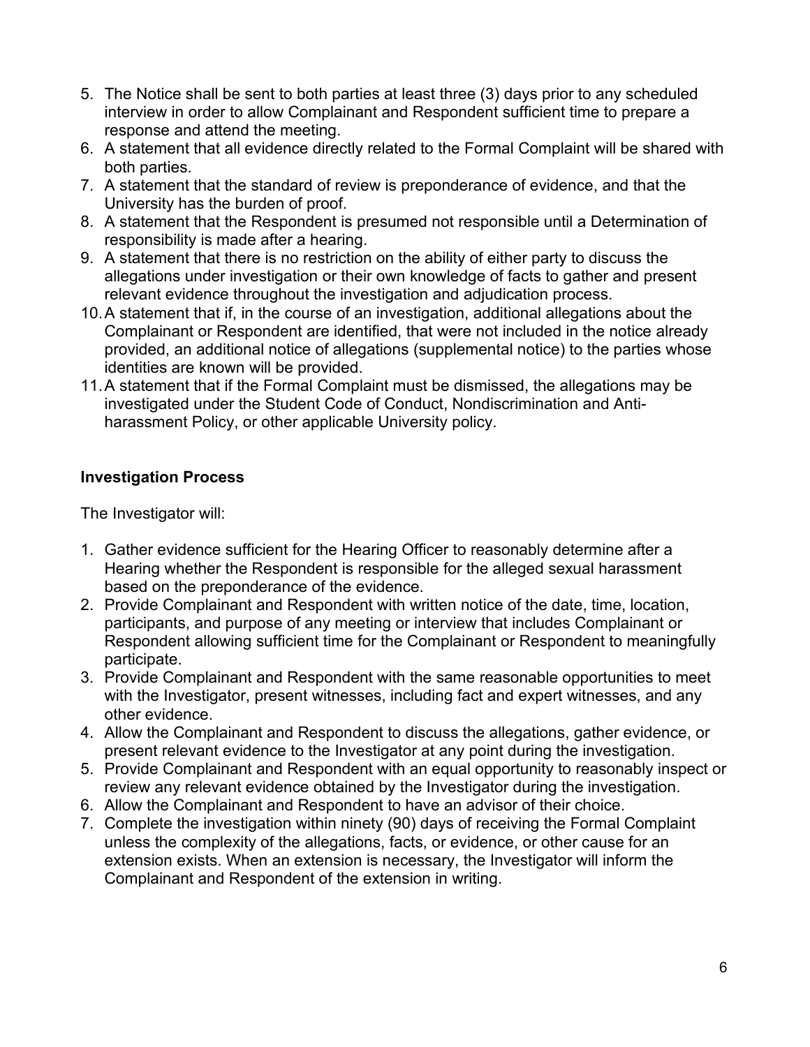5. The Notice shall be sent to both parties at least three (3) days prior to any scheduled interview in order to allow Complainant and Respondent sufficient time to prepare a response and attend the meeting.
6. A statement that all evidence directly related to the Formal Complaint will be shared with both parties.
7. A statement that the standard of review is preponderance of evidence, and that the University has the burden of proof.
8. A statement that the Respondent is presumed not responsible until a Determination of responsibility is made after a hearing.
9. A statement that there is no restriction on the ability of either party to discuss the allegations under investigation or their own knowledge of facts to gather and present relevant evidence throughout the investigation and adjudication process.
10. A statement that if, in the course of an investigation, additional allegations about the Complainant or Respondent are identified, that were not included in the notice already provided, an additional notice of allegations (supplemental notice) to the parties whose identities are known will be provided.
11. A statement that if the Formal Complaint must be dismissed, the allegations may be investigated under the Student Code of Conduct, Nondiscrimination and Anti-harassment Policy, or other applicable University policy.

**Investigation Process**

The Investigator will:

1. Gather evidence sufficient for the Hearing Officer to reasonably determine after a Hearing whether the Respondent is responsible for the alleged sexual harassment based on the preponderance of the evidence.
2. Provide Complainant and Respondent with written notice of the date, time, location, participants, and purpose of any meeting or interview that includes Complainant or Respondent allowing sufficient time for the Complainant or Respondent to meaningfully participate.
3. Provide Complainant and Respondent with the same reasonable opportunities to meet with the Investigator, present witnesses, including fact and expert witnesses, and any other evidence.
4. Allow the Complainant and Respondent to discuss the allegations, gather evidence, or present relevant evidence to the Investigator at any point during the investigation.
5. Provide Complainant and Respondent with an equal opportunity to reasonably inspect or review any relevant evidence obtained by the Investigator during the investigation.
6. Allow the Complainant and Respondent to have an advisor of their choice.
7. Complete the investigation within ninety (90) days of receiving the Formal Complaint unless the complexity of the allegations, facts, or evidence, or other cause for an extension exists. When an extension is necessary, the Investigator will inform the Complainant and Respondent of the extension in writing.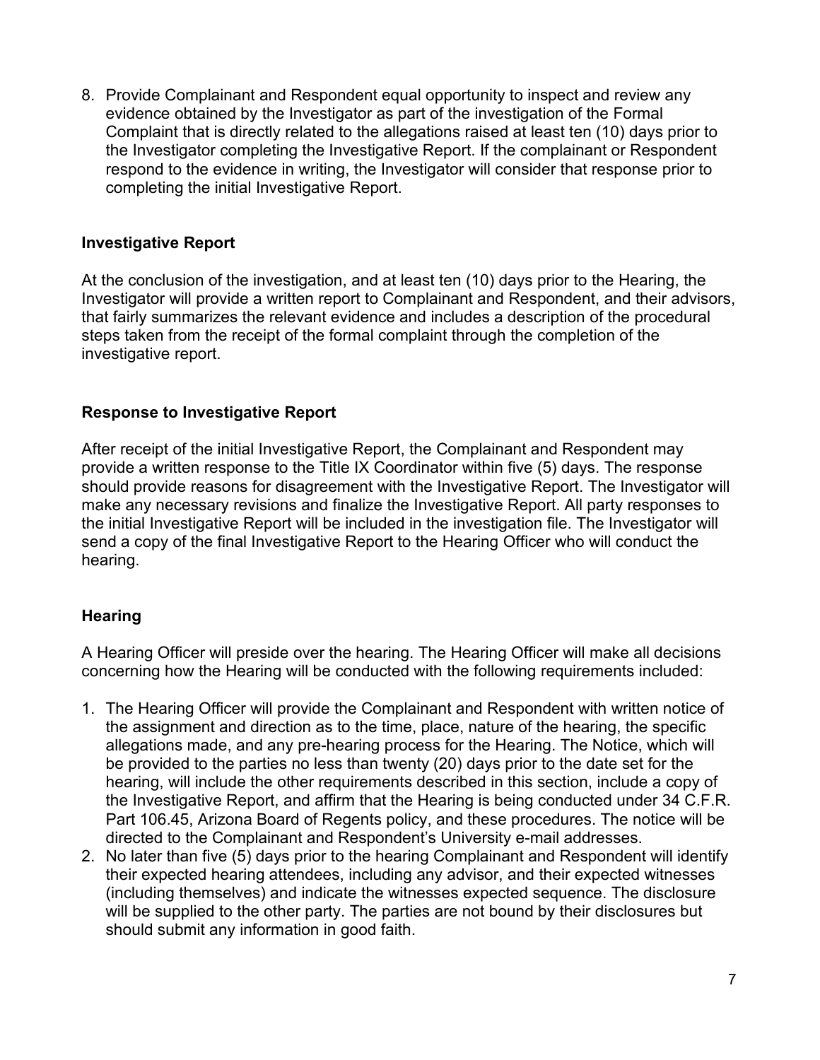8. Provide Complainant and Respondent equal opportunity to inspect and review any evidence obtained by the Investigator as part of the investigation of the Formal Complaint that is directly related to the allegations raised at least ten (10) days prior to the Investigator completing the Investigative Report. If the complainant or Respondent respond to the evidence in writing, the Investigator will consider that response prior to completing the initial Investigative Report.

**Investigative Report**

At the conclusion of the investigation, and at least ten (10) days prior to the Hearing, the Investigator will provide a written report to Complainant and Respondent, and their advisors, that fairly summarizes the relevant evidence and includes a description of the procedural steps taken from the receipt of the formal complaint through the completion of the investigative report.

**Response to Investigative Report**

After receipt of the initial Investigative Report, the Complainant and Respondent may provide a written response to the Title IX Coordinator within five (5) days. The response should provide reasons for disagreement with the Investigative Report. The Investigator will make any necessary revisions and finalize the Investigative Report. All party responses to the initial Investigative Report will be included in the investigation file. The Investigator will send a copy of the final Investigative Report to the Hearing Officer who will conduct the hearing.

**Hearing**

A Hearing Officer will preside over the hearing. The Hearing Officer will make all decisions concerning how the Hearing will be conducted with the following requirements included:

1. The Hearing Officer will provide the Complainant and Respondent with written notice of the assignment and direction as to the time, place, nature of the hearing, the specific allegations made, and any pre-hearing process for the Hearing. The Notice, which will be provided to the parties no less than twenty (20) days prior to the date set for the hearing, will include the other requirements described in this section, include a copy of the Investigative Report, and affirm that the Hearing is being conducted under 34 C.F.R. Part 106.45, Arizona Board of Regents policy, and these procedures. The notice will be directed to the Complainant and Respondent's University e-mail addresses.
2. No later than five (5) days prior to the hearing Complainant and Respondent will identify their expected hearing attendees, including any advisor, and their expected witnesses (including themselves) and indicate the witnesses expected sequence. The disclosure will be supplied to the other party. The parties are not bound by their disclosures but should submit any information in good faith.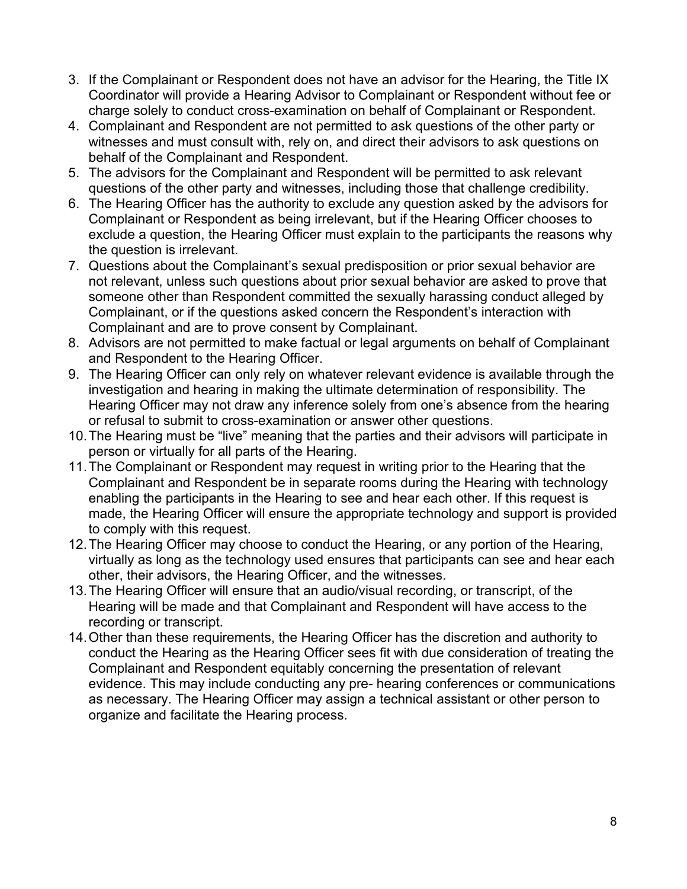3. If the Complainant or Respondent does not have an advisor for the Hearing, the Title IX Coordinator will provide a Hearing Advisor to Complainant or Respondent without fee or charge solely to conduct cross-examination on behalf of Complainant or Respondent.
4. Complainant and Respondent are not permitted to ask questions of the other party or witnesses and must consult with, rely on, and direct their advisors to ask questions on behalf of the Complainant and Respondent.
5. The advisors for the Complainant and Respondent will be permitted to ask relevant questions of the other party and witnesses, including those that challenge credibility.
6. The Hearing Officer has the authority to exclude any question asked by the advisors for Complainant or Respondent as being irrelevant, but if the Hearing Officer chooses to exclude a question, the Hearing Officer must explain to the participants the reasons why the question is irrelevant.
7. Questions about the Complainant's sexual predisposition or prior sexual behavior are not relevant, unless such questions about prior sexual behavior are asked to prove that someone other than Respondent committed the sexually harassing conduct alleged by Complainant, or if the questions asked concern the Respondent's interaction with Complainant and are to prove consent by Complainant.
8. Advisors are not permitted to make factual or legal arguments on behalf of Complainant and Respondent to the Hearing Officer.
9. The Hearing Officer can only rely on whatever relevant evidence is available through the investigation and hearing in making the ultimate determination of responsibility. The Hearing Officer may not draw any inference solely from one's absence from the hearing or refusal to submit to cross-examination or answer other questions.
10. The Hearing must be "live" meaning that the parties and their advisors will participate in person or virtually for all parts of the Hearing.
11. The Complainant or Respondent may request in writing prior to the Hearing that the Complainant and Respondent be in separate rooms during the Hearing with technology enabling the participants in the Hearing to see and hear each other. If this request is made, the Hearing Officer will ensure the appropriate technology and support is provided to comply with this request.
12. The Hearing Officer may choose to conduct the Hearing, or any portion of the Hearing, virtually as long as the technology used ensures that participants can see and hear each other, their advisors, the Hearing Officer, and the witnesses.
13. The Hearing Officer will ensure that an audio/visual recording, or transcript, of the Hearing will be made and that Complainant and Respondent will have access to the recording or transcript.
14. Other than these requirements, the Hearing Officer has the discretion and authority to conduct the Hearing as the Hearing Officer sees fit with due consideration of treating the Complainant and Respondent equitably concerning the presentation of relevant evidence. This may include conducting any pre- hearing conferences or communications as necessary. The Hearing Officer may assign a technical assistant or other person to organize and facilitate the Hearing process.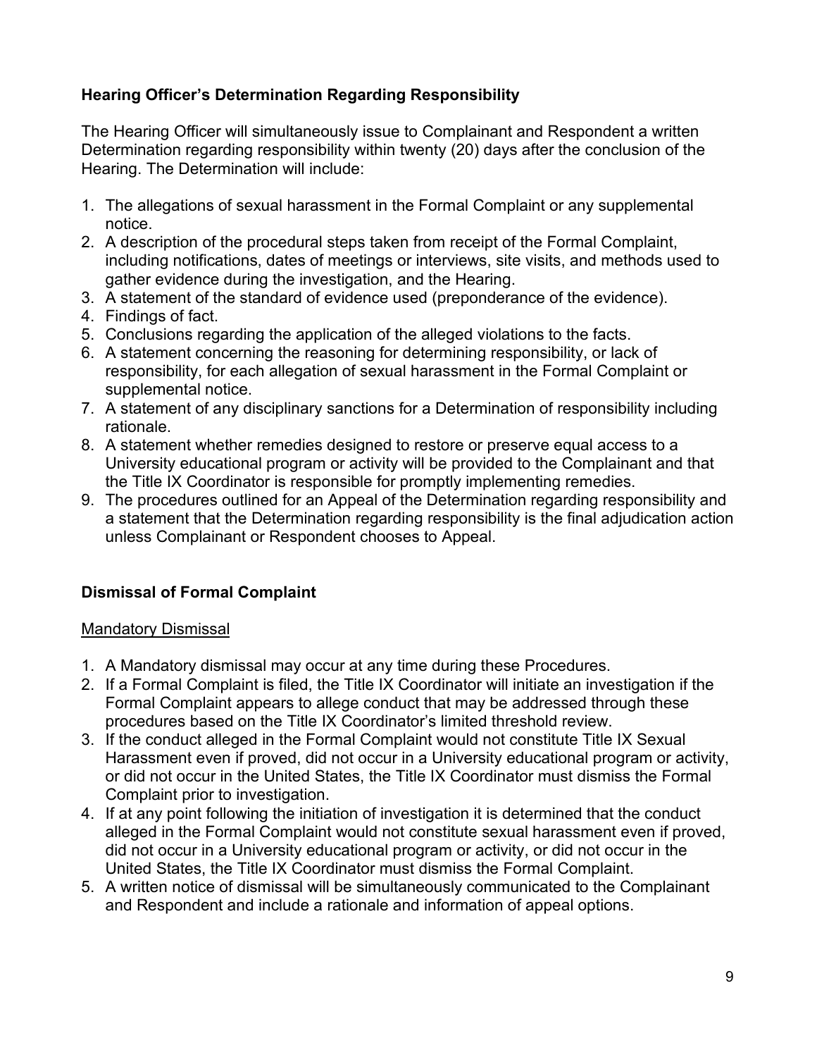### Hearing Officer's Determination Regarding Responsibility

The Hearing Officer will simultaneously issue to Complainant and Respondent a written Determination regarding responsibility within twenty (20) days after the conclusion of the Hearing. The Determination will include:

1. The allegations of sexual harassment in the Formal Complaint or any supplemental notice.
2. A description of the procedural steps taken from receipt of the Formal Complaint, including notifications, dates of meetings or interviews, site visits, and methods used to gather evidence during the investigation, and the Hearing.
3. A statement of the standard of evidence used (preponderance of the evidence).
4. Findings of fact.
5. Conclusions regarding the application of the alleged violations to the facts.
6. A statement concerning the reasoning for determining responsibility, or lack of responsibility, for each allegation of sexual harassment in the Formal Complaint or supplemental notice.
7. A statement of any disciplinary sanctions for a Determination of responsibility including rationale.
8. A statement whether remedies designed to restore or preserve equal access to a University educational program or activity will be provided to the Complainant and that the Title IX Coordinator is responsible for promptly implementing remedies.
9. The procedures outlined for an Appeal of the Determination regarding responsibility and a statement that the Determination regarding responsibility is the final adjudication action unless Complainant or Respondent chooses to Appeal.

### Dismissal of Formal Complaint

#### Mandatory Dismissal

1. A Mandatory dismissal may occur at any time during these Procedures.
2. If a Formal Complaint is filed, the Title IX Coordinator will initiate an investigation if the Formal Complaint appears to allege conduct that may be addressed through these procedures based on the Title IX Coordinator's limited threshold review.
3. If the conduct alleged in the Formal Complaint would not constitute Title IX Sexual Harassment even if proved, did not occur in a University educational program or activity, or did not occur in the United States, the Title IX Coordinator must dismiss the Formal Complaint prior to investigation.
4. If at any point following the initiation of investigation it is determined that the conduct alleged in the Formal Complaint would not constitute sexual harassment even if proved, did not occur in a University educational program or activity, or did not occur in the United States, the Title IX Coordinator must dismiss the Formal Complaint.
5. A written notice of dismissal will be simultaneously communicated to the Complainant and Respondent and include a rationale and information of appeal options.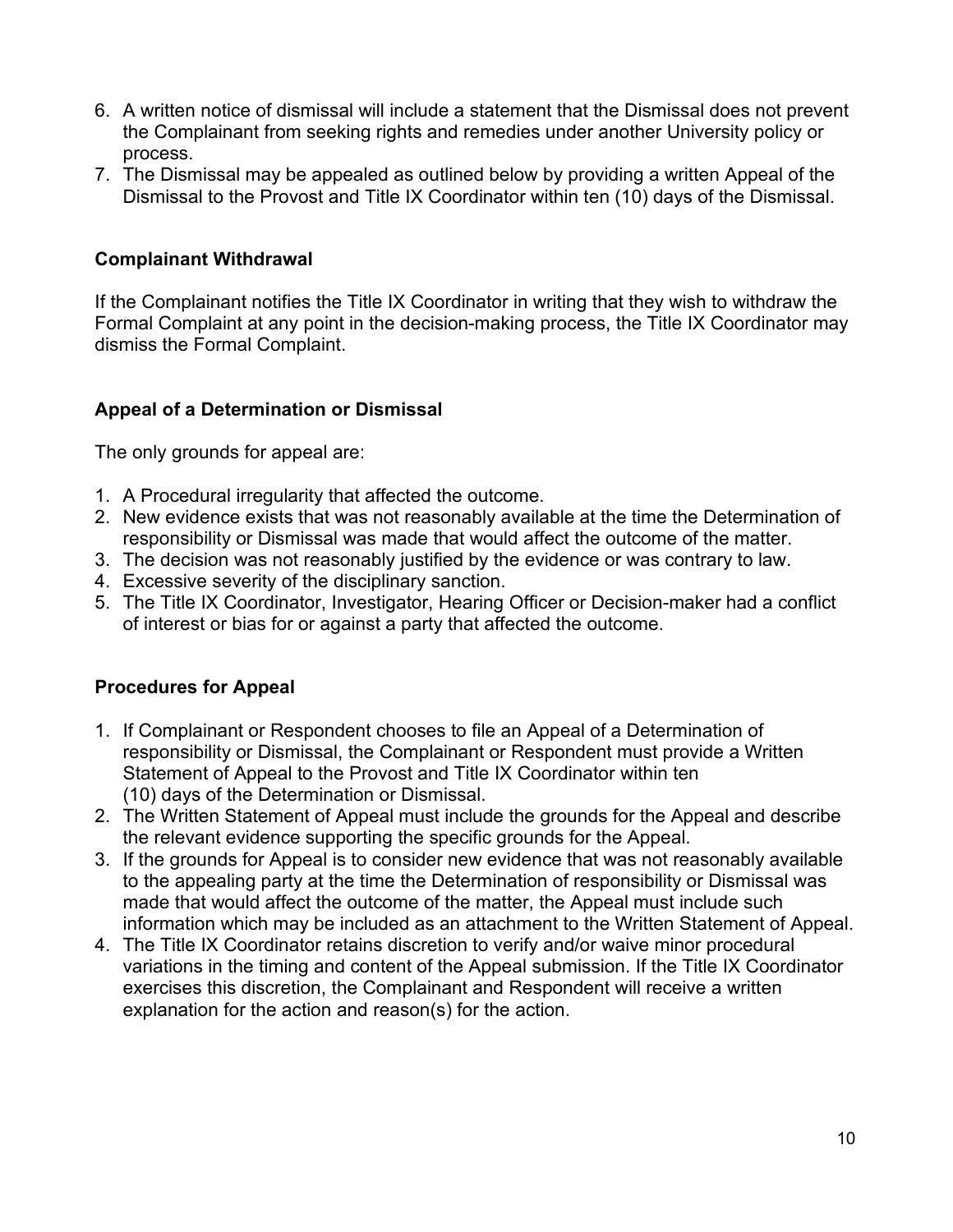6. A written notice of dismissal will include a statement that the Dismissal does not prevent the Complainant from seeking rights and remedies under another University policy or process.
7. The Dismissal may be appealed as outlined below by providing a written Appeal of the Dismissal to the Provost and Title IX Coordinator within ten (10) days of the Dismissal.

**Complainant Withdrawal**

If the Complainant notifies the Title IX Coordinator in writing that they wish to withdraw the Formal Complaint at any point in the decision-making process, the Title IX Coordinator may dismiss the Formal Complaint.

**Appeal of a Determination or Dismissal**

The only grounds for appeal are:

1. A Procedural irregularity that affected the outcome.
2. New evidence exists that was not reasonably available at the time the Determination of responsibility or Dismissal was made that would affect the outcome of the matter.
3. The decision was not reasonably justified by the evidence or was contrary to law.
4. Excessive severity of the disciplinary sanction.
5. The Title IX Coordinator, Investigator, Hearing Officer or Decision-maker had a conflict of interest or bias for or against a party that affected the outcome.

**Procedures for Appeal**

1. If Complainant or Respondent chooses to file an Appeal of a Determination of responsibility or Dismissal, the Complainant or Respondent must provide a Written Statement of Appeal to the Provost and Title IX Coordinator within ten (10) days of the Determination or Dismissal.
2. The Written Statement of Appeal must include the grounds for the Appeal and describe the relevant evidence supporting the specific grounds for the Appeal.
3. If the grounds for Appeal is to consider new evidence that was not reasonably available to the appealing party at the time the Determination of responsibility or Dismissal was made that would affect the outcome of the matter, the Appeal must include such information which may be included as an attachment to the Written Statement of Appeal.
4. The Title IX Coordinator retains discretion to verify and/or waive minor procedural variations in the timing and content of the Appeal submission. If the Title IX Coordinator exercises this discretion, the Complainant and Respondent will receive a written explanation for the action and reason(s) for the action.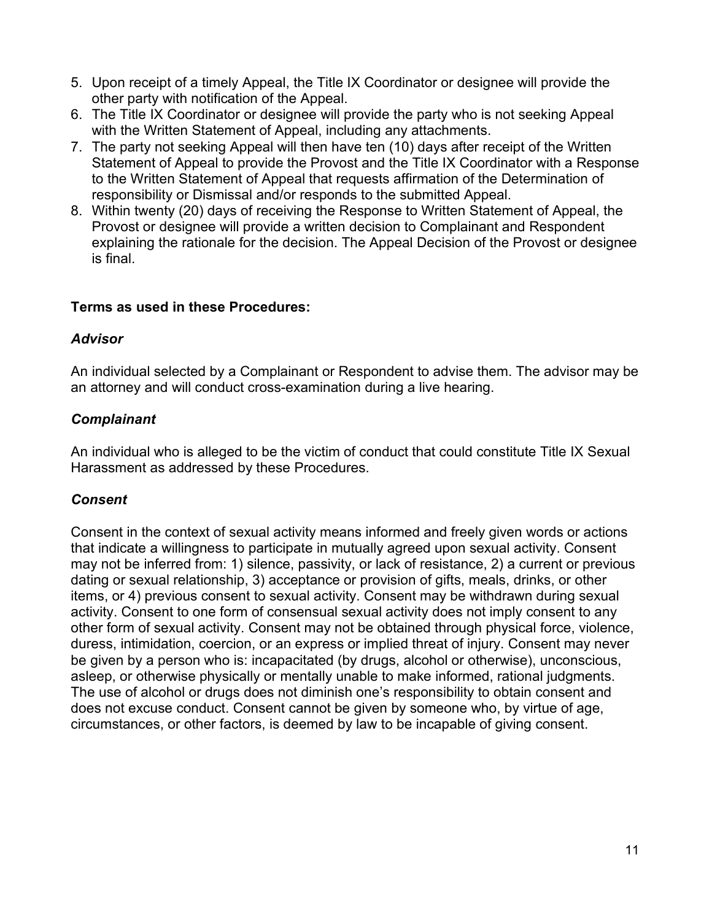5. Upon receipt of a timely Appeal, the Title IX Coordinator or designee will provide the other party with notification of the Appeal.
6. The Title IX Coordinator or designee will provide the party who is not seeking Appeal with the Written Statement of Appeal, including any attachments.
7. The party not seeking Appeal will then have ten (10) days after receipt of the Written Statement of Appeal to provide the Provost and the Title IX Coordinator with a Response to the Written Statement of Appeal that requests affirmation of the Determination of responsibility or Dismissal and/or responds to the submitted Appeal.
8. Within twenty (20) days of receiving the Response to Written Statement of Appeal, the Provost or designee will provide a written decision to Complainant and Respondent explaining the rationale for the decision. The Appeal Decision of the Provost or designee is final.

**Terms as used in these Procedures:**

***Advisor***

An individual selected by a Complainant or Respondent to advise them. The advisor may be an attorney and will conduct cross-examination during a live hearing.

***Complainant***

An individual who is alleged to be the victim of conduct that could constitute Title IX Sexual Harassment as addressed by these Procedures.

***Consent***

Consent in the context of sexual activity means informed and freely given words or actions that indicate a willingness to participate in mutually agreed upon sexual activity. Consent may not be inferred from: 1) silence, passivity, or lack of resistance, 2) a current or previous dating or sexual relationship, 3) acceptance or provision of gifts, meals, drinks, or other items, or 4) previous consent to sexual activity. Consent may be withdrawn during sexual activity. Consent to one form of consensual sexual activity does not imply consent to any other form of sexual activity. Consent may not be obtained through physical force, violence, duress, intimidation, coercion, or an express or implied threat of injury. Consent may never be given by a person who is: incapacitated (by drugs, alcohol or otherwise), unconscious, asleep, or otherwise physically or mentally unable to make informed, rational judgments. The use of alcohol or drugs does not diminish one's responsibility to obtain consent and does not excuse conduct. Consent cannot be given by someone who, by virtue of age, circumstances, or other factors, is deemed by law to be incapable of giving consent.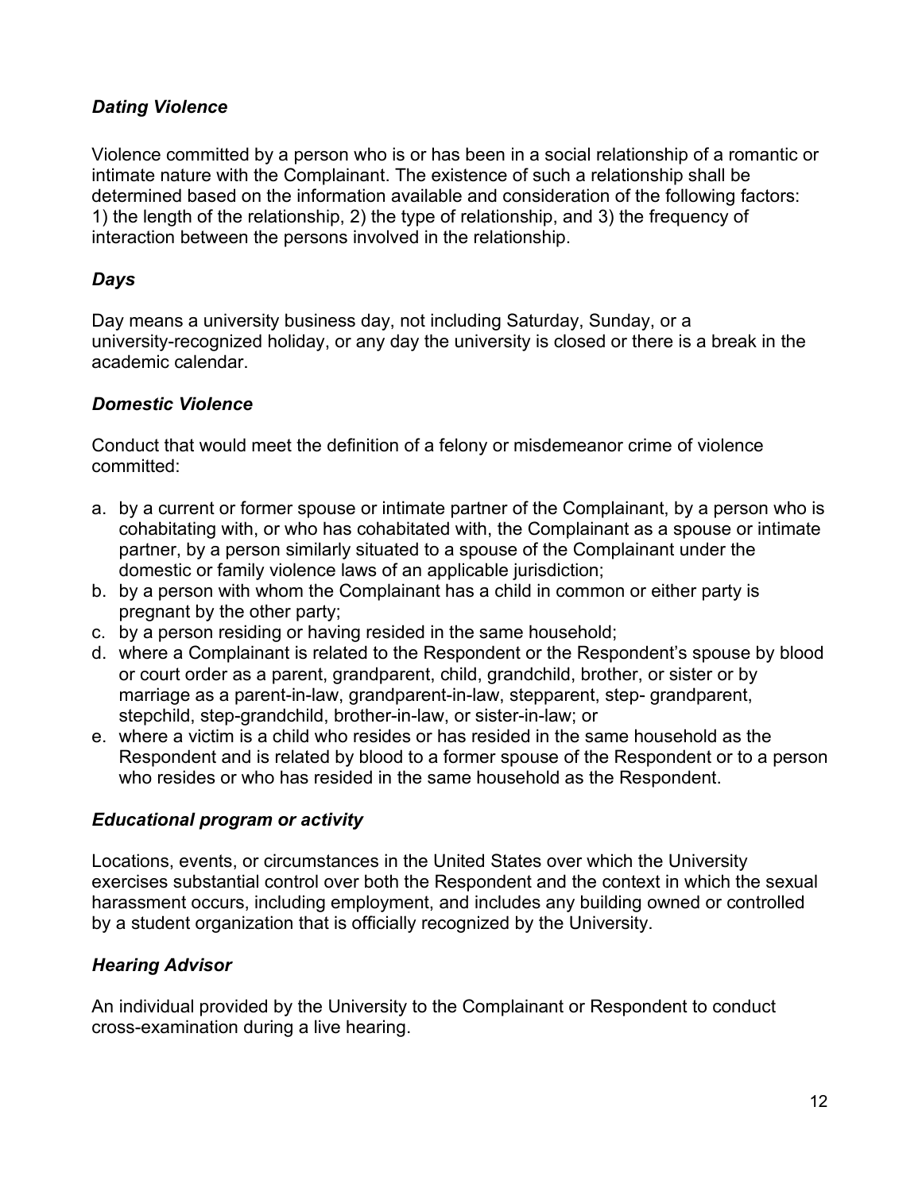***Dating Violence***

Violence committed by a person who is or has been in a social relationship of a romantic or intimate nature with the Complainant. The existence of such a relationship shall be determined based on the information available and consideration of the following factors: 1) the length of the relationship, 2) the type of relationship, and 3) the frequency of interaction between the persons involved in the relationship.

***Days***

Day means a university business day, not including Saturday, Sunday, or a university-recognized holiday, or any day the university is closed or there is a break in the academic calendar.

***Domestic Violence***

Conduct that would meet the definition of a felony or misdemeanor crime of violence committed:

a. by a current or former spouse or intimate partner of the Complainant, by a person who is cohabitating with, or who has cohabitated with, the Complainant as a spouse or intimate partner, by a person similarly situated to a spouse of the Complainant under the domestic or family violence laws of an applicable jurisdiction;
b. by a person with whom the Complainant has a child in common or either party is pregnant by the other party;
c. by a person residing or having resided in the same household;
d. where a Complainant is related to the Respondent or the Respondent's spouse by blood or court order as a parent, grandparent, child, grandchild, brother, or sister or by marriage as a parent-in-law, grandparent-in-law, stepparent, step- grandparent, stepchild, step-grandchild, brother-in-law, or sister-in-law; or
e. where a victim is a child who resides or has resided in the same household as the Respondent and is related by blood to a former spouse of the Respondent or to a person who resides or has resided in the same household as the Respondent.

***Educational program or activity***

Locations, events, or circumstances in the United States over which the University exercises substantial control over both the Respondent and the context in which the sexual harassment occurs, including employment, and includes any building owned or controlled by a student organization that is officially recognized by the University.

***Hearing Advisor***

An individual provided by the University to the Complainant or Respondent to conduct cross-examination during a live hearing.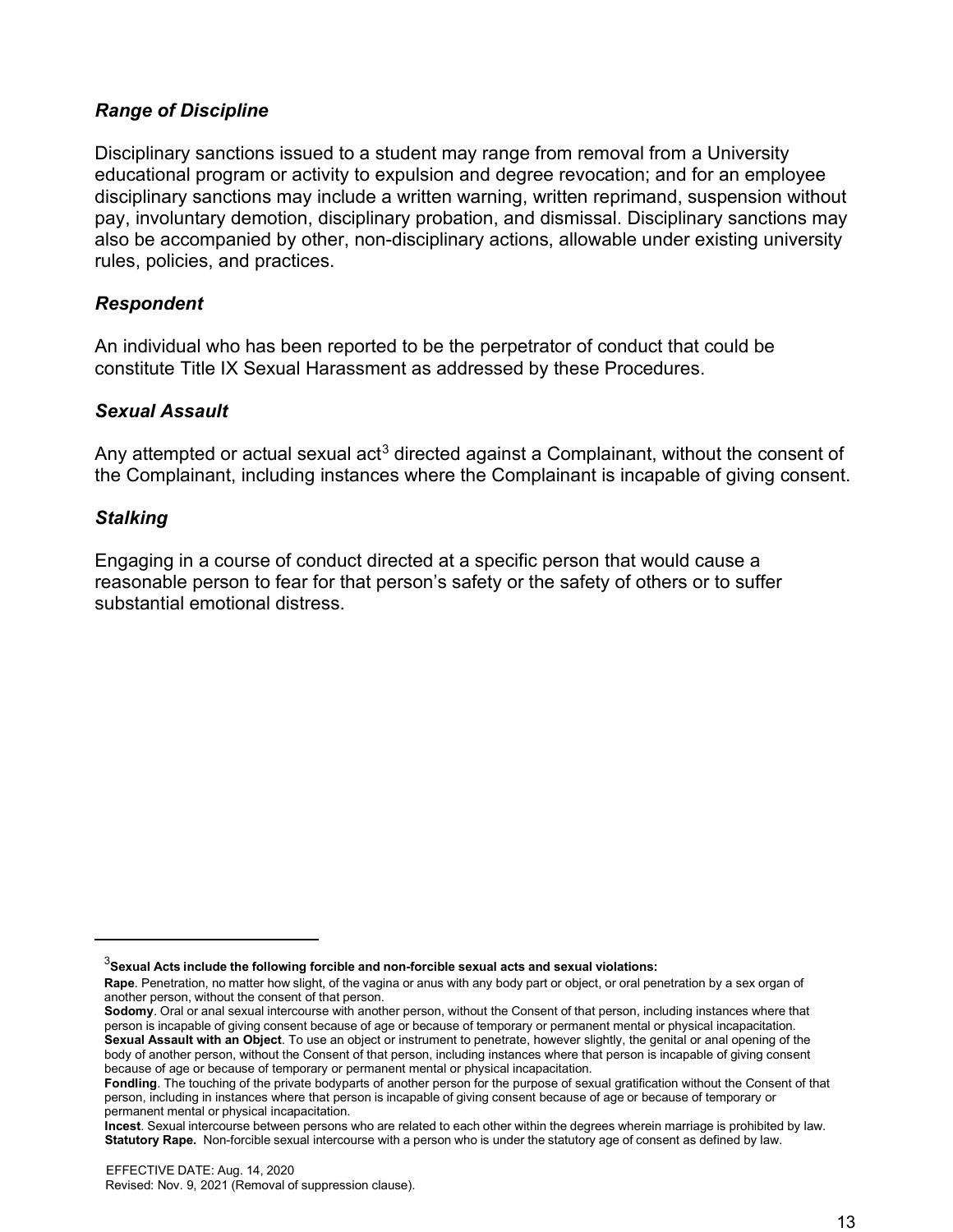### *Range of Discipline*

Disciplinary sanctions issued to a student may range from removal from a University educational program or activity to expulsion and degree revocation; and for an employee disciplinary sanctions may include a written warning, written reprimand, suspension without pay, involuntary demotion, disciplinary probation, and dismissal. Disciplinary sanctions may also be accompanied by other, non-disciplinary actions, allowable under existing university rules, policies, and practices.

### *Respondent*

An individual who has been reported to be the perpetrator of conduct that could be constitute Title IX Sexual Harassment as addressed by these Procedures.

### *Sexual Assault*

Any attempted or actual sexual act[3] directed against a Complainant, without the consent of the Complainant, including instances where the Complainant is incapable of giving consent.

### *Stalking*

Engaging in a course of conduct directed at a specific person that would cause a reasonable person to fear for that person's safety or the safety of others or to suffer substantial emotional distress.

---

[3]**Sexual Acts include the following forcible and non-forcible sexual acts and sexual violations:**

**Rape**. Penetration, no matter how slight, of the vagina or anus with any body part or object, or oral penetration by a sex organ of another person, without the consent of that person.
**Sodomy**. Oral or anal sexual intercourse with another person, without the Consent of that person, including instances where that person is incapable of giving consent because of age or because of temporary or permanent mental or physical incapacitation.
**Sexual Assault with an Object**. To use an object or instrument to penetrate, however slightly, the genital or anal opening of the body of another person, without the Consent of that person, including instances where that person is incapable of giving consent because of age or because of temporary or permanent mental or physical incapacitation.
**Fondling**. The touching of the private bodyparts of another person for the purpose of sexual gratification without the Consent of that person, including in instances where that person is incapable of giving consent because of age or because of temporary or permanent mental or physical incapacitation.
**Incest**. Sexual intercourse between persons who are related to each other within the degrees wherein marriage is prohibited by law.
**Statutory Rape.** Non-forcible sexual intercourse with a person who is under the statutory age of consent as defined by law.

EFFECTIVE DATE: Aug. 14, 2020
Revised: Nov. 9, 2021 (Removal of suppression clause).